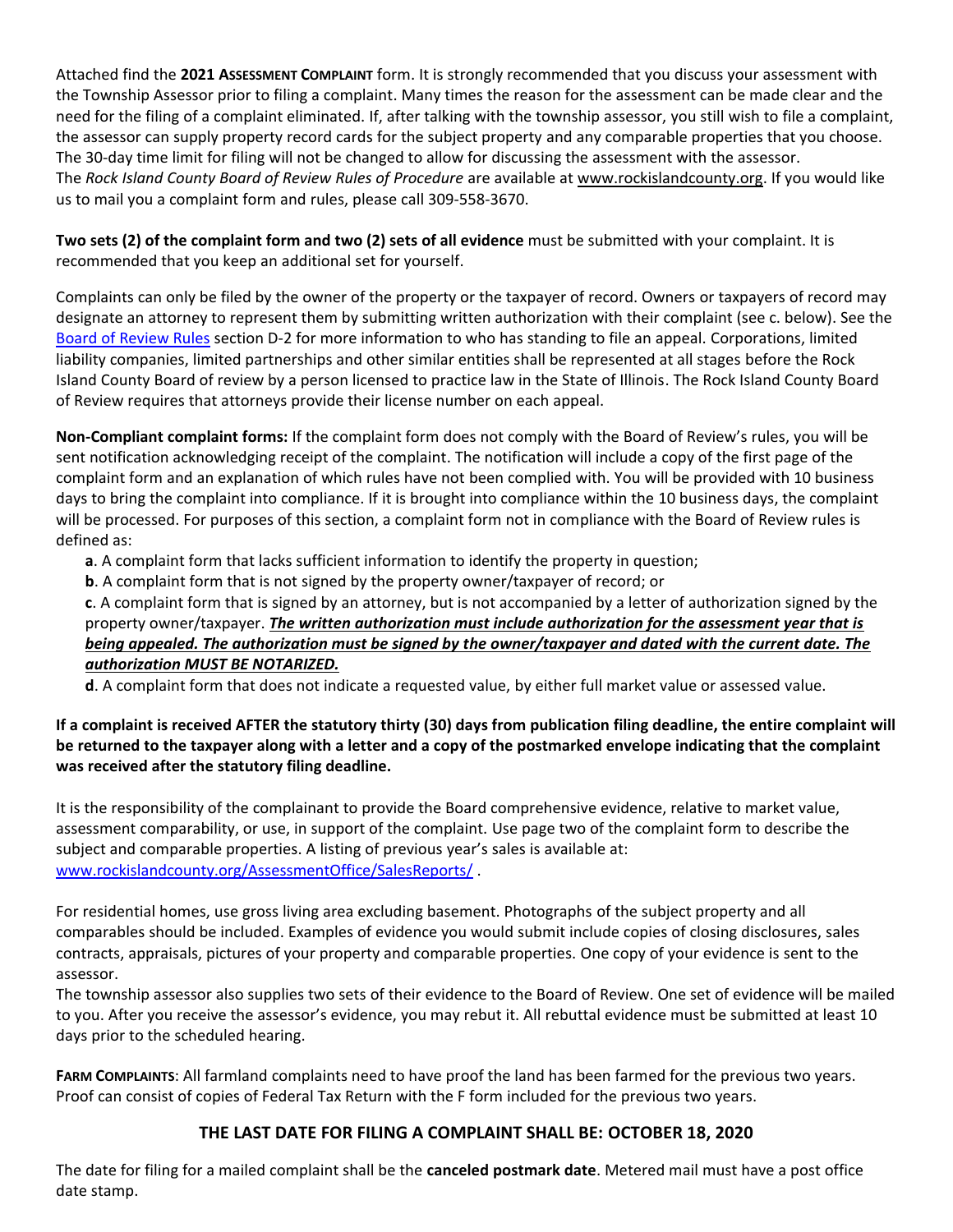Attached find the **2021 Assessment Complaint** form. It is strongly recommended that you discuss your assessment with the Township Assessor prior to filing a complaint. Many times the reason for the assessment can be made clear and the need for the filing of a complaint eliminated. If, after talking with the township assessor, you still wish to file a complaint, the assessor can supply property record cards for the subject property and any comparable properties that you choose. The 30-day time limit for filing will not be changed to allow for discussing the assessment with the assessor. The *Rock Island County Board of Review Rules of Procedure* are available at www.rockislandcounty.org. If you would like us to mail you a complaint form and rules, please call 309-558-3670.

**Two sets (2) of the complaint form and two (2) sets of all evidence** must be submitted with your complaint. It is recommended that you keep an additional set for yourself.

Complaints can only be filed by the owner of the property or the taxpayer of record. Owners or taxpayers of record may designate an attorney to represent them by submitting written authorization with their complaint (see c. below). See the Board of Review Rules section D-2 for more information to who has standing to file an appeal. Corporations, limited liability companies, limited partnerships and other similar entities shall be represented at all stages before the Rock Island County Board of review by a person licensed to practice law in the State of Illinois. The Rock Island County Board of Review requires that attorneys provide their license number on each appeal.

**Non-Compliant complaint forms:** If the complaint form does not comply with the Board of Review's rules, you will be sent notification acknowledging receipt of the complaint. The notification will include a copy of the first page of the complaint form and an explanation of which rules have not been complied with. You will be provided with 10 business days to bring the complaint into compliance. If it is brought into compliance within the 10 business days, the complaint will be processed. For purposes of this section, a complaint form not in compliance with the Board of Review rules is defined as:

**a**. A complaint form that lacks sufficient information to identify the property in question;

**b**. A complaint form that is not signed by the property owner/taxpayer of record; or

**c**. A complaint form that is signed by an attorney, but is not accompanied by a letter of authorization signed by the property owner/taxpayer. ***The written authorization must include authorization for the assessment year that is being appealed. The authorization must be signed by the owner/taxpayer and dated with the current date. The authorization MUST BE NOTARIZED.***

**d**. A complaint form that does not indicate a requested value, by either full market value or assessed value.

**If a complaint is received AFTER the statutory thirty (30) days from publication filing deadline, the entire complaint will be returned to the taxpayer along with a letter and a copy of the postmarked envelope indicating that the complaint was received after the statutory filing deadline.**

It is the responsibility of the complainant to provide the Board comprehensive evidence, relative to market value, assessment comparability, or use, in support of the complaint. Use page two of the complaint form to describe the subject and comparable properties. A listing of previous year's sales is available at: www.rockislandcounty.org/AssessmentOffice/SalesReports/ .

For residential homes, use gross living area excluding basement. Photographs of the subject property and all comparables should be included. Examples of evidence you would submit include copies of closing disclosures, sales contracts, appraisals, pictures of your property and comparable properties. One copy of your evidence is sent to the assessor.

The township assessor also supplies two sets of their evidence to the Board of Review. One set of evidence will be mailed to you. After you receive the assessor's evidence, you may rebut it. All rebuttal evidence must be submitted at least 10 days prior to the scheduled hearing.

**Farm Complaints**: All farmland complaints need to have proof the land has been farmed for the previous two years. Proof can consist of copies of Federal Tax Return with the F form included for the previous two years.

**THE LAST DATE FOR FILING A COMPLAINT SHALL BE: OCTOBER 18, 2020**

The date for filing for a mailed complaint shall be the **canceled postmark date**. Metered mail must have a post office date stamp.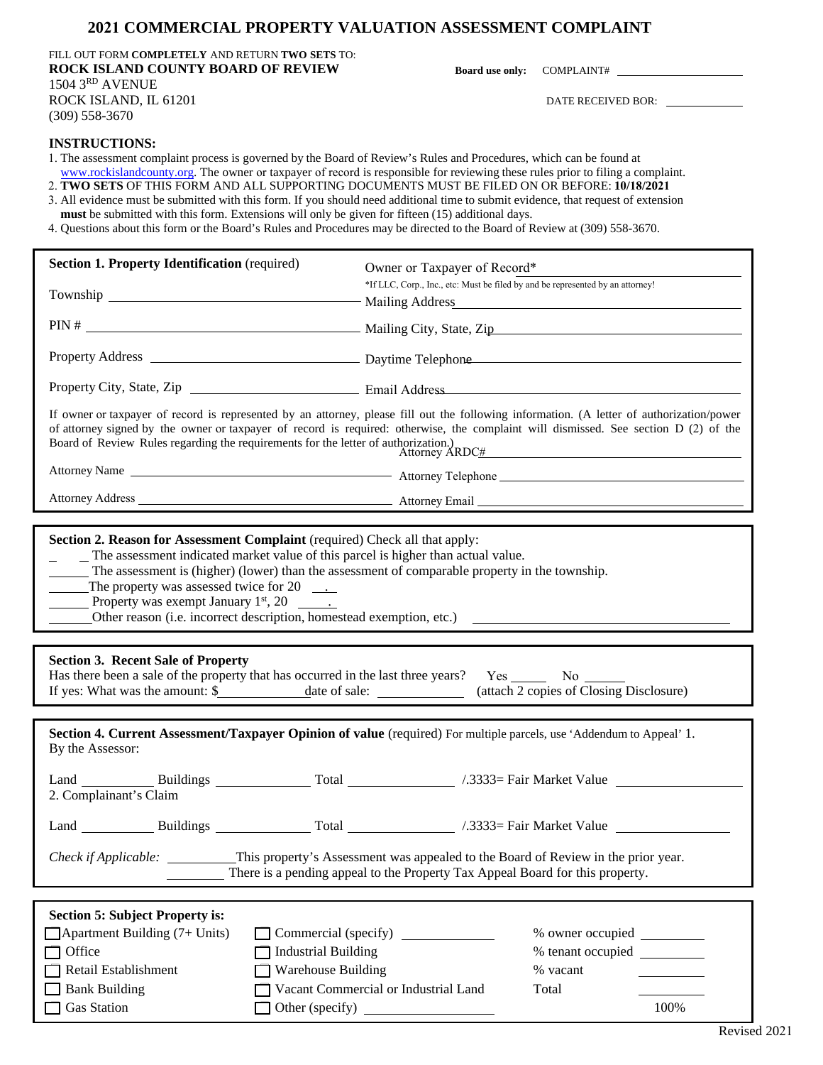# 2021 COMMERCIAL PROPERTY VALUATION ASSESSMENT COMPLAINT

FILL OUT FORM **COMPLETELY** AND RETURN **TWO SETS** TO:

**ROCK ISLAND COUNTY BOARD OF REVIEW**
1504 3RD AVENUE
ROCK ISLAND, IL 61201
(309) 558-3670

**Board use only:** COMPLAINT# ____________

DATE RECEIVED BOR: ____________

**INSTRUCTIONS:**

1. The assessment complaint process is governed by the Board of Review's Rules and Procedures, which can be found at www.rockislandcounty.org. The owner or taxpayer of record is responsible for reviewing these rules prior to filing a complaint.
2. **TWO SETS** OF THIS FORM AND ALL SUPPORTING DOCUMENTS MUST BE FILED ON OR BEFORE: **10/18/2021**
3. All evidence must be submitted with this form. If you should need additional time to submit evidence, that request of extension **must** be submitted with this form. Extensions will only be given for fifteen (15) additional days.
4. Questions about this form or the Board's Rules and Procedures may be directed to the Board of Review at (309) 558-3670.

---

**Section 1. Property Identification** (required)

Township ____________

PIN # ____________

Property Address ____________

Property City, State, Zip ____________

Owner or Taxpayer of Record* ____________

*If LLC, Corp., Inc., etc: Must be filed by and be represented by an attorney!

Mailing Address ____________

Mailing City, State, Zip ____________

Daytime Telephone ____________

Email Address ____________

If owner or taxpayer of record is represented by an attorney, please fill out the following information. (A letter of authorization/power of attorney signed by the owner or taxpayer of record is required: otherwise, the complaint will dismissed. See section D (2) of the Board of Review Rules regarding the requirements for the letter of authorization.)

Attorney ARDC# ____________

Attorney Name ____________ Attorney Telephone ____________

Attorney Address ____________ Attorney Email ____________

---

**Section 2. Reason for Assessment Complaint** (required) Check all that apply:

____ The assessment indicated market value of this parcel is higher than actual value.

____ The assessment is (higher) (lower) than the assessment of comparable property in the township.

____ The property was assessed twice for 20 ___.

____ Property was exempt January 1st, 20 ___.

____ Other reason (i.e. incorrect description, homestead exemption, etc.) ____________

---

**Section 3. Recent Sale of Property**

Has there been a sale of the property that has occurred in the last three years? Yes ____ No ____

If yes: What was the amount: $____________ date of sale: ____________ (attach 2 copies of Closing Disclosure)

---

**Section 4. Current Assessment/Taxpayer Opinion of value** (required) For multiple parcels, use 'Addendum to Appeal' 1. By the Assessor:

Land ________ Buildings ________ Total ________ /.3333= Fair Market Value ________

2. Complainant's Claim

Land ________ Buildings ________ Total ________ /.3333= Fair Market Value ________

*Check if Applicable:* ________ This property's Assessment was appealed to the Board of Review in the prior year.

________ There is a pending appeal to the Property Tax Appeal Board for this property.

---

**Section 5: Subject Property is:**

| | | | |
|---|---|---|---|
| ☐ Apartment Building (7+ Units) | ☐ Commercial (specify) ________ | % owner occupied | ________ |
| ☐ Office | ☐ Industrial Building | % tenant occupied | ________ |
| ☐ Retail Establishment | ☐ Warehouse Building | % vacant | ________ |
| ☐ Bank Building | ☐ Vacant Commercial or Industrial Land | Total | ________ |
| ☐ Gas Station | ☐ Other (specify) ________ | | 100% |

Revised 2021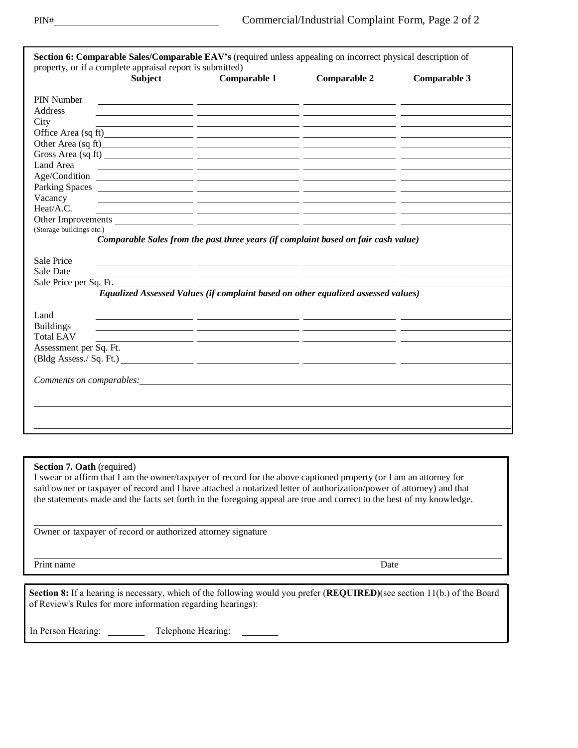PIN# ______________________________

**Section 6: Comparable Sales/Comparable EAV's** (required unless appealing on incorrect physical description of property, or if a complete appraisal report is submitted)

| | Subject | Comparable 1 | Comparable 2 | Comparable 3 |
|---|---|---|---|---|
| PIN Number | | | | |
| Address | | | | |
| City | | | | |
| Office Area (sq ft) | | | | |
| Other Area (sq ft) | | | | |
| Gross Area (sq ft) | | | | |
| Land Area | | | | |
| Age/Condition | | | | |
| Parking Spaces | | | | |
| Vacancy | | | | |
| Heat/A.C. | | | | |
| Other Improvements (Storage buildings etc.) | | | | |
| ***Comparable Sales from the past three years (if complaint based on fair cash value)*** | | | | |
| Sale Price | | | | |
| Sale Date | | | | |
| Sale Price per Sq. Ft. | | | | |
| ***Equalized Assessed Values (if complaint based on other equalized assessed values)*** | | | | |
| Land | | | | |
| Buildings | | | | |
| Total EAV | | | | |
| Assessment per Sq. Ft. (Bldg Assess./ Sq. Ft.) | | | | |

*Comments on comparables:* ______________________________

______________________________

______________________________

**Section 7. Oath** (required)

I swear or affirm that I am the owner/taxpayer of record for the above captioned property (or I am an attorney for said owner or taxpayer of record and I have attached a notarized letter of authorization/power of attorney) and that the statements made and the facts set forth in the foregoing appeal are true and correct to the best of my knowledge.

______________________________

Owner or taxpayer of record or authorized attorney signature

______________________________

Print name                                        Date

**Section 8:** If a hearing is necessary, which of the following would you prefer (**REQUIRED**)(see section 11(b.) of the Board of Review's Rules for more information regarding hearings):

In Person Hearing: ________     Telephone Hearing: ________